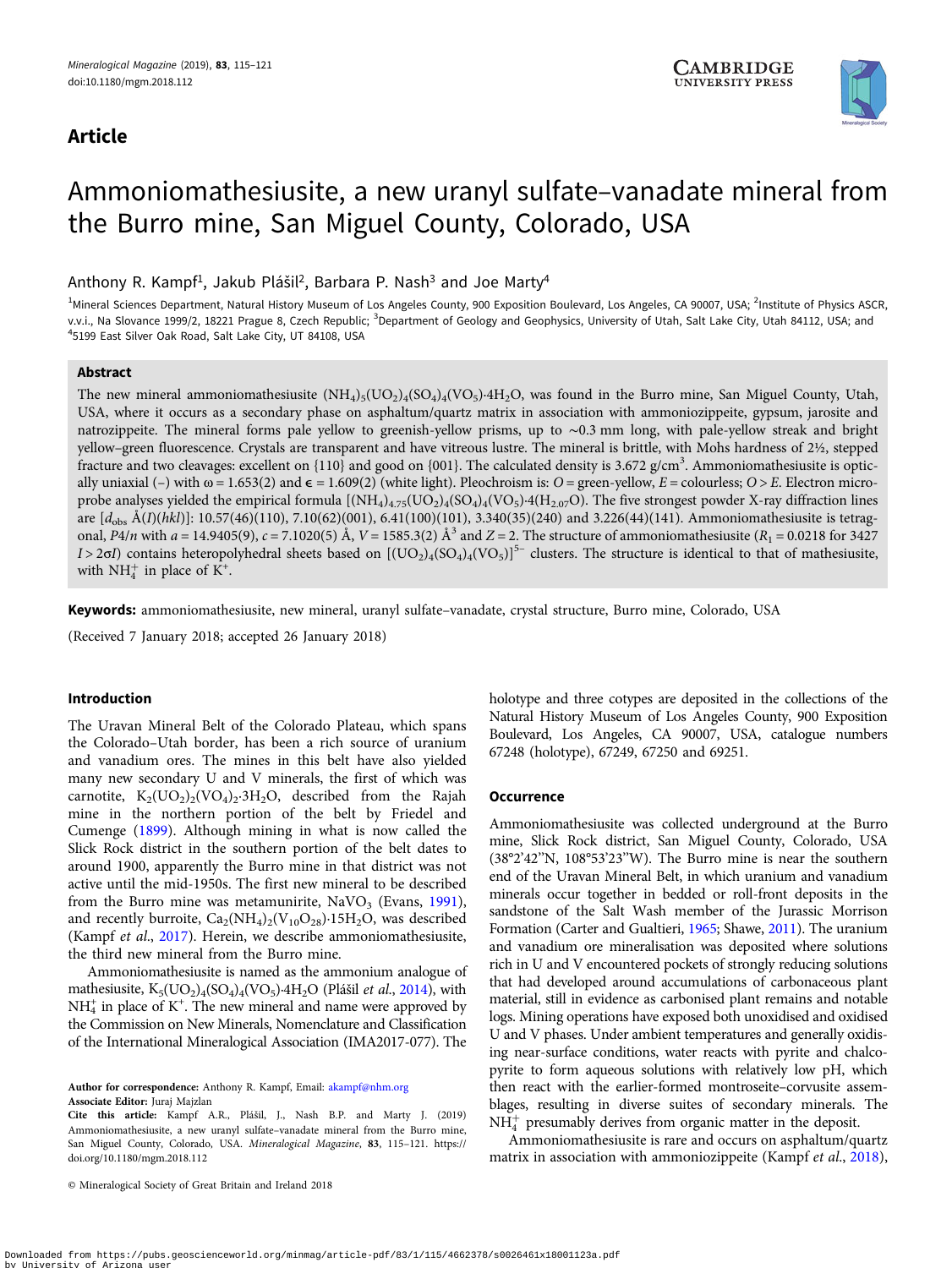## Article

# Ammoniomathesiusite, a new uranyl sulfate–vanadate mineral from the Burro mine, San Miguel County, Colorado, USA

Anthony R. Kampf[1], Jakub Plášil[2], Barbara P. Nash[3] and Joe Marty[4]

[1]Mineral Sciences Department, Natural History Museum of Los Angeles County, 900 Exposition Boulevard, Los Angeles, CA 90007, USA; [2]Institute of Physics ASCR, v.v.i., Na Slovance 1999/2, 18221 Prague 8, Czech Republic; [3]Department of Geology and Geophysics, University of Utah, Salt Lake City, Utah 84112, USA; and [4]5199 East Silver Oak Road, Salt Lake City, UT 84108, USA

### Abstract

The new mineral ammoniomathesiusite $(NH_4)_5(UO_2)_4(SO_4)_4(VO_5)·4H_2O$, was found in the Burro mine, San Miguel County, Utah, USA, where it occurs as a secondary phase on asphaltum/quartz matrix in association with ammoniozippeite, gypsum, jarosite and natrozippeite. The mineral forms pale yellow to greenish-yellow prisms, up to ~0.3 mm long, with pale-yellow streak and bright yellow–green fluorescence. Crystals are transparent and have vitreous lustre. The mineral is brittle, with Mohs hardness of 2½, stepped fracture and two cleavages: excellent on {110} and good on {001}. The calculated density is 3.672 g/cm$^3$. Ammoniomathesiusite is optically uniaxial (–) with ω = 1.653(2) and ϵ = 1.609(2) (white light). Pleochroism is: *O* = green-yellow, *E* = colourless; *O* > *E*. Electron microprobe analyses yielded the empirical formula $[(NH_4)_{4.75}(UO_2)_4(SO_4)_4(VO_5)·4(H_{2.07}O)$. The five strongest powder X-ray diffraction lines are [$d_{obs}$ Å(*I*)(*hkl*)]: 10.57(46)(110), 7.10(62)(001), 6.41(100)(101), 3.340(35)(240) and 3.226(44)(141). Ammoniomathesiusite is tetragonal, *P*4/*n* with *a* = 14.9405(9), *c* = 7.1020(5) Å, *V* = 1585.3(2) Å$^3$ and *Z* = 2. The structure of ammoniomathesiusite ($R_1$ = 0.0218 for 3427 *I* > 2σ*I*) contains heteropolyhedral sheets based on $[(UO_2)_4(SO_4)_4(VO_5)]^{5-}$ clusters. The structure is identical to that of mathesiusite, with $NH_4^+$ in place of $K^+$.

**Keywords:** ammoniomathesiusite, new mineral, uranyl sulfate–vanadate, crystal structure, Burro mine, Colorado, USA

(Received 7 January 2018; accepted 26 January 2018)

### Introduction

The Uravan Mineral Belt of the Colorado Plateau, which spans the Colorado–Utah border, has been a rich source of uranium and vanadium ores. The mines in this belt have also yielded many new secondary U and V minerals, the first of which was carnotite, $K_2(UO_2)_2(VO_4)_2·3H_2O$, described from the Rajah mine in the northern portion of the belt by Friedel and Cumenge (1899). Although mining in what is now called the Slick Rock district in the southern portion of the belt dates to around 1900, apparently the Burro mine in that district was not active until the mid-1950s. The first new mineral to be described from the Burro mine was metamunirite, $NaVO_3$ (Evans, 1991), and recently burroite, $Ca_2(NH_4)_2(V_{10}O_{28})·15H_2O$, was described (Kampf *et al*., 2017). Herein, we describe ammoniomathesiusite, the third new mineral from the Burro mine.

Ammoniomathesiusite is named as the ammonium analogue of mathesiusite, $K_5(UO_2)_4(SO_4)_4(VO_5)·4H_2O$ (Plášil *et al*., 2014), with $NH_4^+$ in place of $K^+$. The new mineral and name were approved by the Commission on New Minerals, Nomenclature and Classification of the International Mineralogical Association (IMA2017-077). The holotype and three cotypes are deposited in the collections of the Natural History Museum of Los Angeles County, 900 Exposition Boulevard, Los Angeles, CA 90007, USA, catalogue numbers 67248 (holotype), 67249, 67250 and 69251.

### Occurrence

Ammoniomathesiusite was collected underground at the Burro mine, Slick Rock district, San Miguel County, Colorado, USA (38°2'42''N, 108°53'23''W). The Burro mine is near the southern end of the Uravan Mineral Belt, in which uranium and vanadium minerals occur together in bedded or roll-front deposits in the sandstone of the Salt Wash member of the Jurassic Morrison Formation (Carter and Gualtieri, 1965; Shawe, 2011). The uranium and vanadium ore mineralisation was deposited where solutions rich in U and V encountered pockets of strongly reducing solutions that had developed around accumulations of carbonaceous plant material, still in evidence as carbonised plant remains and notable logs. Mining operations have exposed both unoxidised and oxidised U and V phases. Under ambient temperatures and generally oxidising near-surface conditions, water reacts with pyrite and chalcopyrite to form aqueous solutions with relatively low pH, which then react with the earlier-formed montroseite–corvusite assemblages, resulting in diverse suites of secondary minerals. The $NH_4^+$ presumably derives from organic matter in the deposit.

Ammoniomathesiusite is rare and occurs on asphaltum/quartz matrix in association with ammoniozippeite (Kampf *et al*., 2018),

**Author for correspondence:** Anthony R. Kampf, Email: akampf@nhm.org
**Associate Editor:** Juraj Majzlan
**Cite this article:** Kampf A.R., Plášil, J., Nash B.P. and Marty J. (2019) Ammoniomathesiusite, a new uranyl sulfate–vanadate mineral from the Burro mine, San Miguel County, Colorado, USA. *Mineralogical Magazine*, **83**, 115–121. https://doi.org/10.1180/mgm.2018.112

© Mineralogical Society of Great Britain and Ireland 2018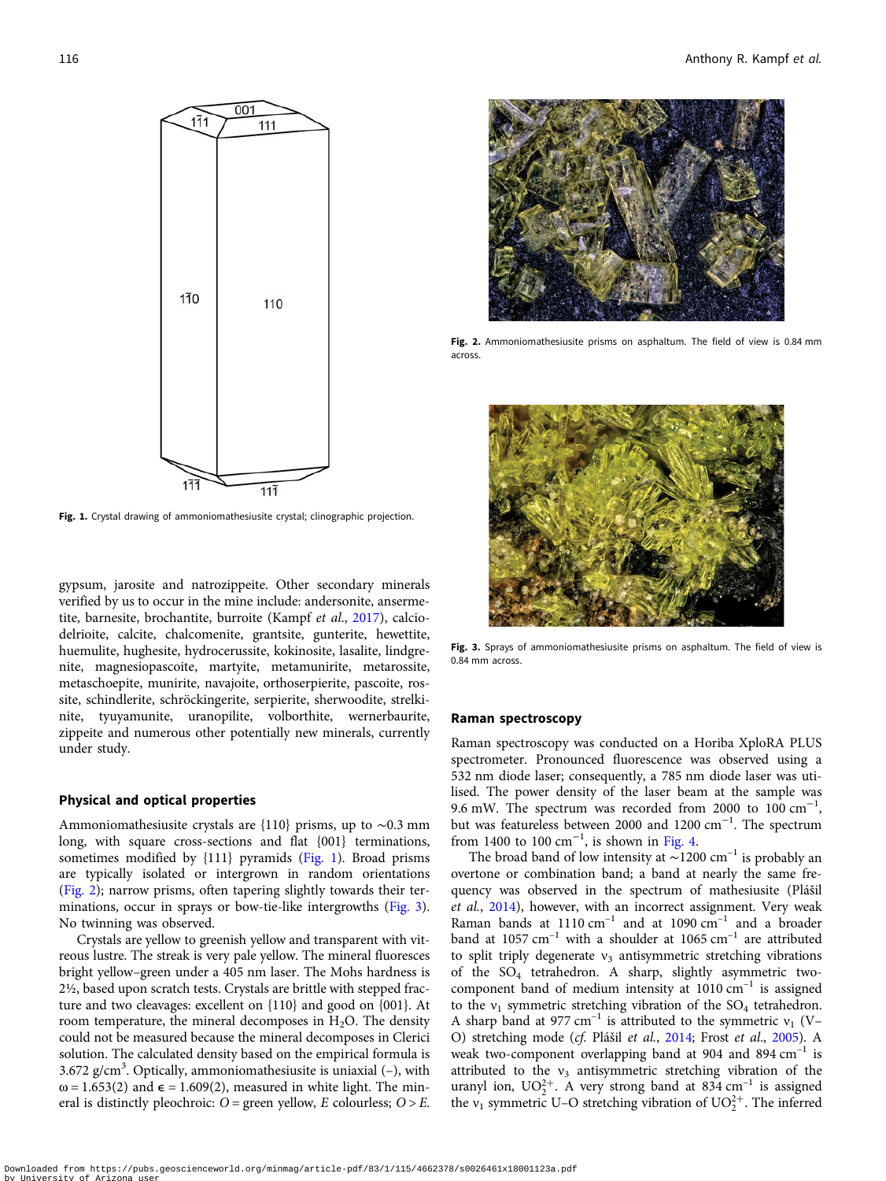Fig. 1. Crystal drawing of ammoniomathesiusite crystal; clinographic projection.

Fig. 2. Ammoniomathesiusite prisms on asphaltum. The field of view is 0.84 mm across.

Fig. 3. Sprays of ammoniomathesiusite prisms on asphaltum. The field of view is 0.84 mm across.

gypsum, jarosite and natrozippeite. Other secondary minerals verified by us to occur in the mine include: andersonite, ansermetite, barnesite, brochantite, burroite (Kampf *et al.*, 2017), calciodelrioite, calcite, chalcomenite, grantsite, gunterite, hewettite, huemulite, hughesite, hydrocerussite, kokinosite, lasalite, lindgrenite, magnesiopascoite, martyite, metamunirite, metarossite, metaschoepite, munirite, navajoite, orthoserpierite, pascoite, rossite, schindlerite, schröckingerite, serpierite, sherwoodite, strelkinite, tyuyamunite, uranopilite, volborthite, wernerbaurite, zippeite and numerous other potentially new minerals, currently under study.

## Physical and optical properties

Ammoniomathesiusite crystals are {110} prisms, up to ~0.3 mm long, with square cross-sections and flat {001} terminations, sometimes modified by {111} pyramids (Fig. 1). Broad prisms are typically isolated or intergrown in random orientations (Fig. 2); narrow prisms, often tapering slightly towards their terminations, occur in sprays or bow-tie-like intergrowths (Fig. 3). No twinning was observed.

Crystals are yellow to greenish yellow and transparent with vitreous lustre. The streak is very pale yellow. The mineral fluoresces bright yellow–green under a 405 nm laser. The Mohs hardness is 2½, based upon scratch tests. Crystals are brittle with stepped fracture and two cleavages: excellent on {110} and good on {001}. At room temperature, the mineral decomposes in $H_2O$. The density could not be measured because the mineral decomposes in Clerici solution. The calculated density based on the empirical formula is 3.672 g/cm$^3$. Optically, ammoniomathesiusite is uniaxial (–), with $\omega$ = 1.653(2) and $\epsilon$ = 1.609(2), measured in white light. The mineral is distinctly pleochroic: *O* = green yellow, *E* colourless; *O* > *E*.

## Raman spectroscopy

Raman spectroscopy was conducted on a Horiba XploRA PLUS spectrometer. Pronounced fluorescence was observed using a 532 nm diode laser; consequently, a 785 nm diode laser was utilised. The power density of the laser beam at the sample was 9.6 mW. The spectrum was recorded from 2000 to 100 cm$^{-1}$, but was featureless between 2000 and 1200 cm$^{-1}$. The spectrum from 1400 to 100 cm$^{-1}$, is shown in Fig. 4.

The broad band of low intensity at ~1200 cm$^{-1}$ is probably an overtone or combination band; a band at nearly the same frequency was observed in the spectrum of mathesiusite (Plášil *et al.*, 2014), however, with an incorrect assignment. Very weak Raman bands at 1110 cm$^{-1}$ and at 1090 cm$^{-1}$ and a broader band at 1057 cm$^{-1}$ with a shoulder at 1065 cm$^{-1}$ are attributed to split triply degenerate $\nu_3$ antisymmetric stretching vibrations of the $SO_4$ tetrahedron. A sharp, slightly asymmetric two-component band of medium intensity at 1010 cm$^{-1}$ is assigned to the $\nu_1$ symmetric stretching vibration of the $SO_4$ tetrahedron. A sharp band at 977 cm$^{-1}$ is attributed to the symmetric $\nu_1$ (V–O) stretching mode (*cf.* Plášil *et al.*, 2014; Frost *et al.*, 2005). A weak two-component overlapping band at 904 and 894 cm$^{-1}$ is attributed to the $\nu_3$ antisymmetric stretching vibration of the uranyl ion, $UO_2^{2+}$. A very strong band at 834 cm$^{-1}$ is assigned the $\nu_1$ symmetric U–O stretching vibration of $UO_2^{2+}$. The inferred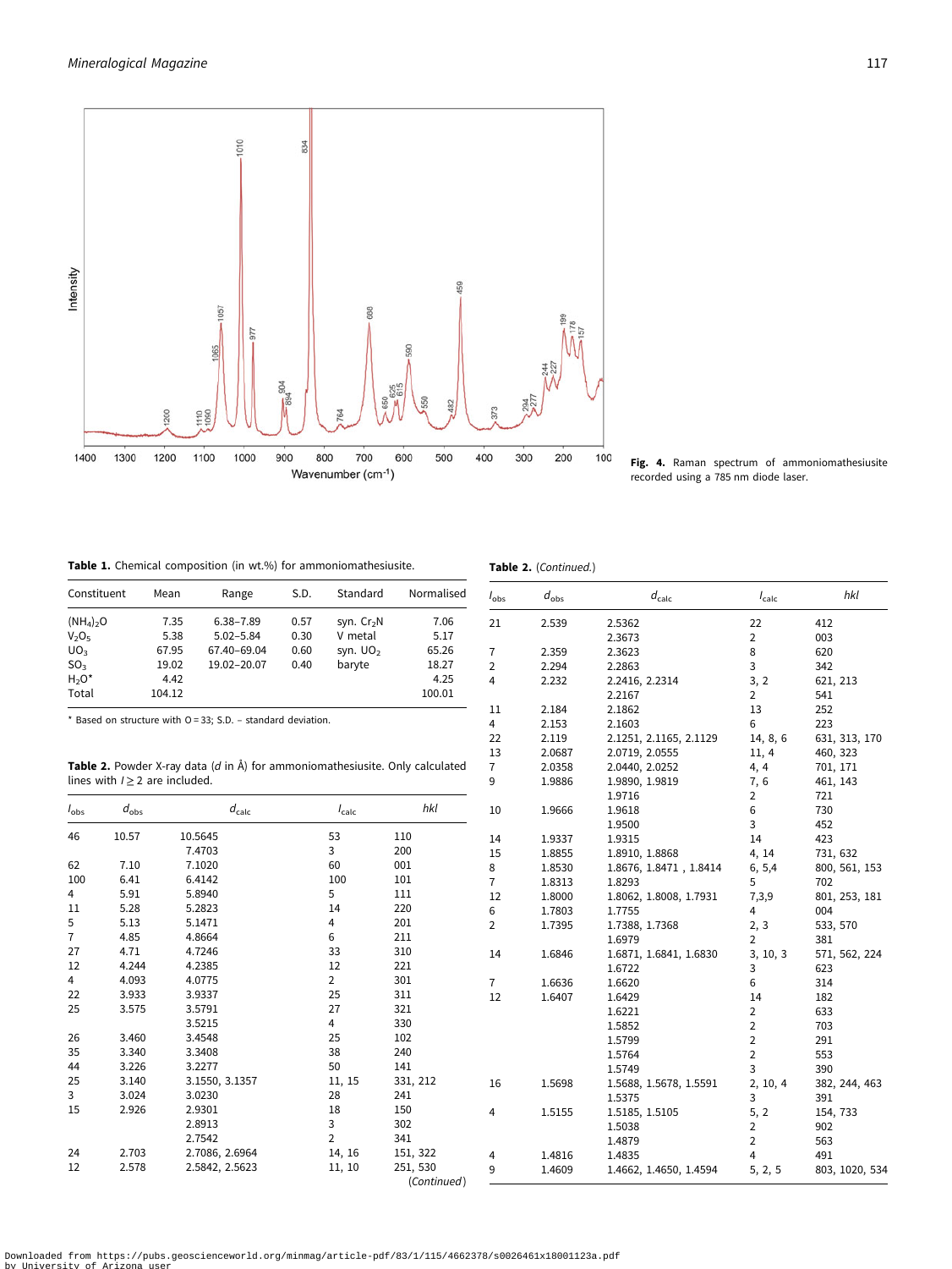Fig. 4. Raman spectrum of ammoniomathesiusite recorded using a 785 nm diode laser.

**Table 1.** Chemical composition (in wt.%) for ammoniomathesiusite.

| Constituent | Mean | Range | S.D. | Standard | Normalised |
|---|---|---|---|---|---|
| $(NH_4)_2O$ | 7.35 | 6.38–7.89 | 0.57 | syn. $Cr_2N$ | 7.06 |
| $V_2O_5$ | 5.38 | 5.02–5.84 | 0.30 | V metal | 5.17 |
| $UO_3$ | 67.95 | 67.40–69.04 | 0.60 | syn. $UO_2$ | 65.26 |
| $SO_3$ | 19.02 | 19.02–20.07 | 0.40 | baryte | 18.27 |
| $H_2O$* | 4.42 | | | | 4.25 |
| Total | 104.12 | | | | 100.01 |

* Based on structure with O = 33; S.D. – standard deviation.

**Table 2.** Powder X-ray data (*d* in Å) for ammoniomathesiusite. Only calculated lines with $I \geq 2$ are included.

| $I_{obs}$ | $d_{obs}$ | $d_{calc}$ | $I_{calc}$ | *hkl* |
|---|---|---|---|---|
| 46 | 10.57 | 10.5645 | 53 | 110 |
| | | 7.4703 | 3 | 200 |
| 62 | 7.10 | 7.1020 | 60 | 001 |
| 100 | 6.41 | 6.4142 | 100 | 101 |
| 4 | 5.91 | 5.8940 | 5 | 111 |
| 11 | 5.28 | 5.2823 | 14 | 220 |
| 5 | 5.13 | 5.1471 | 4 | 201 |
| 7 | 4.85 | 4.8664 | 6 | 211 |
| 27 | 4.71 | 4.7246 | 33 | 310 |
| 12 | 4.244 | 4.2385 | 12 | 221 |
| 4 | 4.093 | 4.0775 | 2 | 301 |
| 22 | 3.933 | 3.9337 | 25 | 311 |
| 25 | 3.575 | 3.5791 | 27 | 321 |
| | | 3.5215 | 4 | 330 |
| 26 | 3.460 | 3.4548 | 25 | 102 |
| 35 | 3.340 | 3.3408 | 38 | 240 |
| 44 | 3.226 | 3.2277 | 50 | 141 |
| 25 | 3.140 | 3.1550, 3.1357 | 11, 15 | 331, 212 |
| 3 | 3.024 | 3.0230 | 28 | 241 |
| 15 | 2.926 | 2.9301 | 18 | 150 |
| | | 2.8913 | 3 | 302 |
| | | 2.7542 | 2 | 341 |
| 24 | 2.703 | 2.7086, 2.6964 | 14, 16 | 151, 322 |
| 12 | 2.578 | 2.5842, 2.5623 | 11, 10 | 251, 530 |
| 21 | 2.539 | 2.5362 | 22 | 412 |
| | | 2.3673 | 2 | 003 |
| 7 | 2.359 | 2.3623 | 8 | 620 |
| 2 | 2.294 | 2.2863 | 3 | 342 |
| 4 | 2.232 | 2.2416, 2.2314 | 3, 2 | 621, 213 |
| | | 2.2167 | 2 | 541 |
| 11 | 2.184 | 2.1862 | 13 | 252 |
| 4 | 2.153 | 2.1603 | 6 | 223 |
| 22 | 2.119 | 2.1251, 2.1165, 2.1129 | 14, 8, 6 | 631, 313, 170 |
| 13 | 2.0687 | 2.0719, 2.0555 | 11, 4 | 460, 323 |
| 7 | 2.0358 | 2.0440, 2.0252 | 4, 4 | 701, 171 |
| 9 | 1.9886 | 1.9890, 1.9819 | 7, 6 | 461, 143 |
| | | 1.9716 | 2 | 721 |
| 10 | 1.9666 | 1.9618 | 6 | 730 |
| | | 1.9500 | 3 | 452 |
| 14 | 1.9337 | 1.9315 | 14 | 423 |
| 15 | 1.8855 | 1.8910, 1.8868 | 4, 14 | 731, 632 |
| 8 | 1.8530 | 1.8676, 1.8471 , 1.8414 | 6, 5,4 | 800, 561, 153 |
| 7 | 1.8313 | 1.8293 | 5 | 702 |
| 12 | 1.8000 | 1.8062, 1.8008, 1.7931 | 7,3,9 | 801, 253, 181 |
| 6 | 1.7803 | 1.7755 | 4 | 004 |
| 2 | 1.7395 | 1.7388, 1.7368 | 2, 3 | 533, 570 |
| | | 1.6979 | 2 | 381 |
| 14 | 1.6846 | 1.6871, 1.6841, 1.6830 | 3, 10, 3 | 571, 562, 224 |
| | | 1.6722 | 3 | 623 |
| 7 | 1.6636 | 1.6620 | 6 | 314 |
| 12 | 1.6407 | 1.6429 | 14 | 182 |
| | | 1.6221 | 2 | 633 |
| | | 1.5852 | 2 | 703 |
| | | 1.5799 | 2 | 291 |
| | | 1.5764 | 2 | 553 |
| | | 1.5749 | 3 | 390 |
| 16 | 1.5698 | 1.5688, 1.5678, 1.5591 | 2, 10, 4 | 382, 244, 463 |
| | | 1.5375 | 3 | 391 |
| 4 | 1.5155 | 1.5185, 1.5105 | 5, 2 | 154, 733 |
| | | 1.5038 | 2 | 902 |
| | | 1.4879 | 2 | 563 |
| 4 | 1.4816 | 1.4835 | 4 | 491 |
| 9 | 1.4609 | 1.4662, 1.4650, 1.4594 | 5, 2, 5 | 803, 1020, 534 |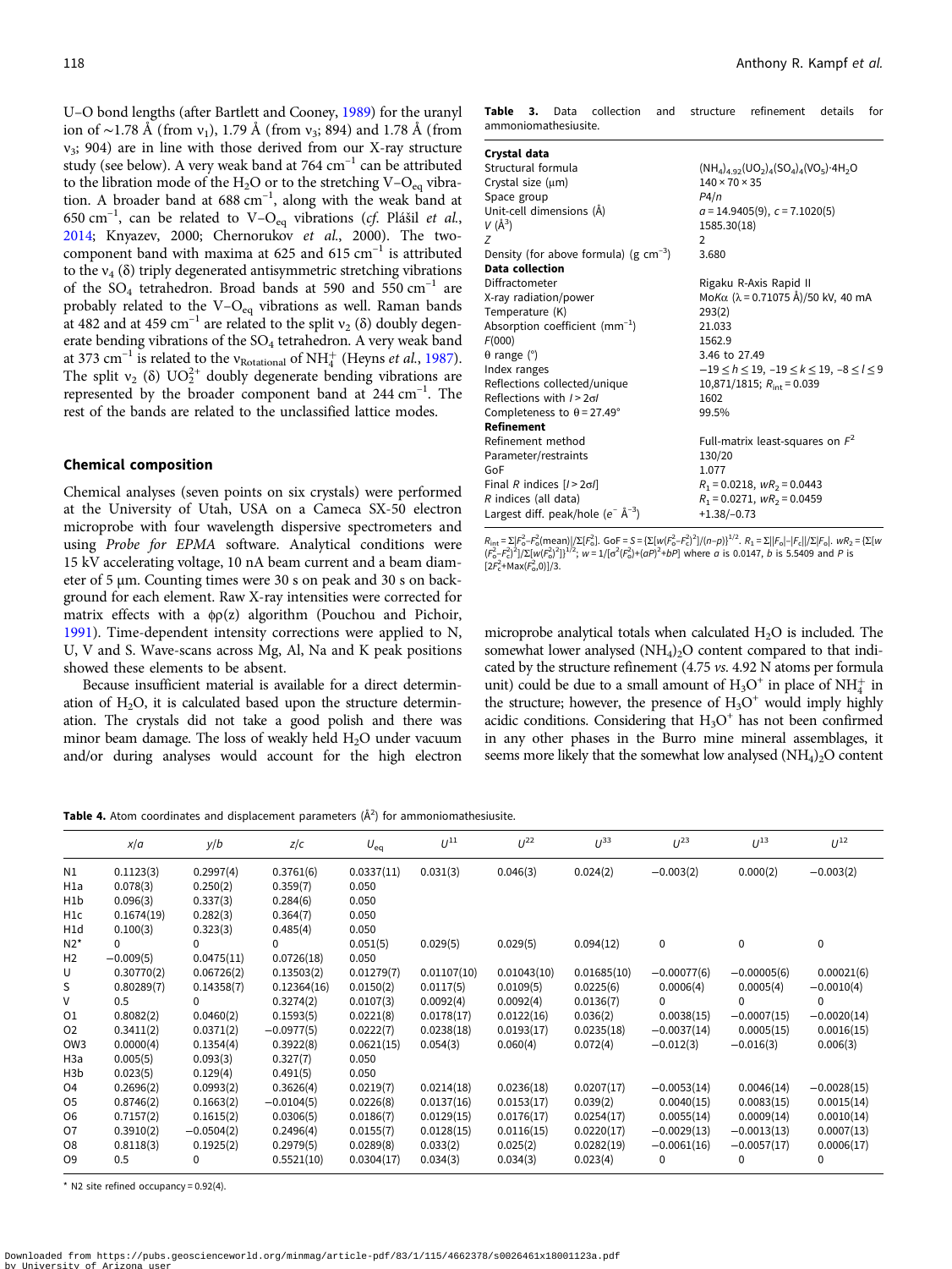U–O bond lengths (after Bartlett and Cooney, 1989) for the uranyl ion of ~1.78 Å (from $\nu_1$), 1.79 Å (from $\nu_3$; 894) and 1.78 Å (from $\nu_3$; 904) are in line with those derived from our X-ray structure study (see below). A very weak band at 764 $cm^{-1}$ can be attributed to the libration mode of the $H_2O$ or to the stretching $V–O_{eq}$ vibration. A broader band at 688 $cm^{-1}$, along with the weak band at 650 $cm^{-1}$, can be related to $V–O_{eq}$ vibrations (*cf.* Plášil *et al.*, 2014; Knyazev, 2000; Chernorukov *et al.*, 2000). The two-component band with maxima at 625 and 615 $cm^{-1}$ is attributed to the $\nu_4$ (δ) triply degenerated antisymmetric stretching vibrations of the $SO_4$ tetrahedron. Broad bands at 590 and 550 $cm^{-1}$ are probably related to the $V–O_{eq}$ vibrations as well. Raman bands at 482 and at 459 $cm^{-1}$ are related to the split $\nu_2$ (δ) doubly degenerate bending vibrations of the $SO_4$ tetrahedron. A very weak band at 373 $cm^{-1}$ is related to the $\nu_{Rotational}$ of $NH_4^+$ (Heyns *et al.*, 1987). The split $\nu_2$ (δ) $UO_2^{2+}$ doubly degenerate bending vibrations are represented by the broader component band at 244 $cm^{-1}$. The rest of the bands are related to the unclassified lattice modes.

## Chemical composition

Chemical analyses (seven points on six crystals) were performed at the University of Utah, USA on a Cameca SX-50 electron microprobe with four wavelength dispersive spectrometers and using *Probe for EPMA* software. Analytical conditions were 15 kV accelerating voltage, 10 nA beam current and a beam diameter of 5 μm. Counting times were 30 s on peak and 30 s on background for each element. Raw X-ray intensities were corrected for matrix effects with a φρ(z) algorithm (Pouchou and Pichoir, 1991). Time-dependent intensity corrections were applied to N, U, V and S. Wave-scans across Mg, Al, Na and K peak positions showed these elements to be absent.

Because insufficient material is available for a direct determination of $H_2O$, it is calculated based upon the structure determination. The crystals did not take a good polish and there was minor beam damage. The loss of weakly held $H_2O$ under vacuum and/or during analyses would account for the high electron microprobe analytical totals when calculated $H_2O$ is included. The somewhat lower analysed $(NH_4)_2O$ content compared to that indicated by the structure refinement (4.75 *vs.* 4.92 N atoms per formula unit) could be due to a small amount of $H_3O^+$ in place of $NH_4^+$ in the structure; however, the presence of $H_3O^+$ would imply highly acidic conditions. Considering that $H_3O^+$ has not been confirmed in any other phases in the Burro mine mineral assemblages, it seems more likely that the somewhat low analysed $(NH_4)_2O$ content

**Table 3.** Data collection and structure refinement details for ammoniomathesiusite.

| | |
|---|---|
| **Crystal data** | |
| Structural formula | $(NH_4)_{4.92}(UO_2)_4(SO_4)_4(VO_5)\cdot 4H_2O$ |
| Crystal size (μm) | 140 × 70 × 35 |
| Space group | *P*4/*n* |
| Unit-cell dimensions (Å) | *a* = 14.9405(9), *c* = 7.1020(5) |
| *V* (Å$^3$) | 1585.30(18) |
| *Z* | 2 |
| Density (for above formula) (g cm$^{-3}$) | 3.680 |
| **Data collection** | |
| Diffractometer | Rigaku R-Axis Rapid II |
| X-ray radiation/power | Mo*K*α (λ = 0.71075 Å)/50 kV, 40 mA |
| Temperature (K) | 293(2) |
| Absorption coefficient (mm$^{-1}$) | 21.033 |
| *F*(000) | 1562.9 |
| θ range (°) | 3.46 to 27.49 |
| Index ranges | −19 ≤ *h* ≤ 19, −19 ≤ *k* ≤ 19, −8 ≤ *l* ≤ 9 |
| Reflections collected/unique | 10,871/1815; $R_{int}$ = 0.039 |
| Reflections with *I* > 2σ*I* | 1602 |
| Completeness to θ = 27.49° | 99.5% |
| **Refinement** | |
| Refinement method | Full-matrix least-squares on $F^2$ |
| Parameter/restraints | 130/20 |
| GoF | 1.077 |
| Final *R* indices [*I* > 2σ*I*] | $R_1$ = 0.0218, $wR_2$ = 0.0443 |
| *R* indices (all data) | $R_1$ = 0.0271, $wR_2$ = 0.0459 |
| Largest diff. peak/hole (e$^-$ Å$^{-3}$) | +1.38/−0.73 |

$R_{int} = \Sigma|F_o^2 - F_o^2(\text{mean})|/\Sigma[F_o^2]$. GoF = $S = \{\Sigma[w(F_o^2-F_c^2)^2]/(n-p)\}^{1/2}$. $R_1 = \Sigma||F_o|-|F_c||/\Sigma|F_o|$. $wR_2 = \{\Sigma[w(F_o^2-F_c^2)^2]/\Sigma[w(F_o^2)^2]\}^{1/2}$; $w = 1/[\sigma^2(F_o^2)+(aP)^2+bP]$ where *a* is 0.0147, *b* is 5.5409 and *P* is $[2F_c^2+\text{Max}(F_o^2,0)]/3$.

**Table 4.** Atom coordinates and displacement parameters (Å$^2$) for ammoniomathesiusite.

| | *x*/*a* | *y*/*b* | *z*/*c* | $U_{eq}$ | $U^{11}$ | $U^{22}$ | $U^{33}$ | $U^{23}$ | $U^{13}$ | $U^{12}$ |
|---|---|---|---|---|---|---|---|---|---|---|
| N1 | 0.1123(3) | 0.2997(4) | 0.3761(6) | 0.0337(11) | 0.031(3) | 0.046(3) | 0.024(2) | −0.003(2) | 0.000(2) | −0.003(2) |
| H1a | 0.078(3) | 0.250(2) | 0.359(7) | 0.050 | | | | | | |
| H1b | 0.096(3) | 0.337(3) | 0.284(6) | 0.050 | | | | | | |
| H1c | 0.1674(19) | 0.282(3) | 0.364(7) | 0.050 | | | | | | |
| H1d | 0.100(3) | 0.323(3) | 0.485(4) | 0.050 | | | | | | |
| N2* | 0 | 0 | 0 | 0.051(5) | 0.029(5) | 0.029(5) | 0.094(12) | 0 | 0 | 0 |
| H2 | −0.009(5) | 0.0475(11) | 0.0726(18) | 0.050 | | | | | | |
| U | 0.30770(2) | 0.06726(2) | 0.13503(2) | 0.01279(7) | 0.01107(10) | 0.01043(10) | 0.01685(10) | −0.00077(6) | −0.00005(6) | 0.00021(6) |
| S | 0.80289(7) | 0.14358(7) | 0.12364(16) | 0.0150(2) | 0.0117(5) | 0.0109(5) | 0.0225(6) | 0.0006(4) | 0.0005(4) | −0.0010(4) |
| V | 0.5 | 0 | 0.3274(2) | 0.0107(3) | 0.0092(4) | 0.0092(4) | 0.0136(7) | 0 | 0 | 0 |
| O1 | 0.8082(2) | 0.0460(2) | 0.1593(5) | 0.0221(8) | 0.0178(17) | 0.0122(16) | 0.036(2) | 0.0038(15) | −0.0007(15) | −0.0020(14) |
| O2 | 0.3411(2) | 0.0371(2) | −0.0977(5) | 0.0222(7) | 0.0238(18) | 0.0193(17) | 0.0235(18) | −0.0037(14) | 0.0005(15) | 0.0016(15) |
| OW3 | 0.0000(4) | 0.1354(4) | 0.3922(8) | 0.0621(15) | 0.054(3) | 0.060(4) | 0.072(4) | −0.012(3) | −0.016(3) | 0.006(3) |
| H3a | 0.005(5) | 0.093(3) | 0.327(7) | 0.050 | | | | | | |
| H3b | 0.023(5) | 0.129(4) | 0.491(5) | 0.050 | | | | | | |
| O4 | 0.2696(2) | 0.0993(2) | 0.3626(4) | 0.0219(7) | 0.0214(18) | 0.0236(18) | 0.0207(17) | −0.0053(14) | 0.0046(14) | −0.0028(15) |
| O5 | 0.8746(2) | 0.1663(2) | −0.0104(5) | 0.0226(8) | 0.0137(16) | 0.0153(17) | 0.039(2) | 0.0040(15) | 0.0083(15) | 0.0015(14) |
| O6 | 0.7157(2) | 0.1615(2) | 0.0306(5) | 0.0186(7) | 0.0129(15) | 0.0176(17) | 0.0254(17) | 0.0055(14) | 0.0009(14) | 0.0010(14) |
| O7 | 0.3910(2) | −0.0504(2) | 0.2496(4) | 0.0155(7) | 0.0128(15) | 0.0116(15) | 0.0220(17) | −0.0029(13) | −0.0013(13) | 0.0007(13) |
| O8 | 0.8118(3) | 0.1925(2) | 0.2979(5) | 0.0289(8) | 0.033(2) | 0.025(2) | 0.0282(19) | −0.0061(16) | −0.0057(17) | 0.0006(17) |
| O9 | 0.5 | 0 | 0.5521(10) | 0.0304(17) | 0.034(3) | 0.034(3) | 0.023(4) | 0 | 0 | 0 |

\* N2 site refined occupancy = 0.92(4).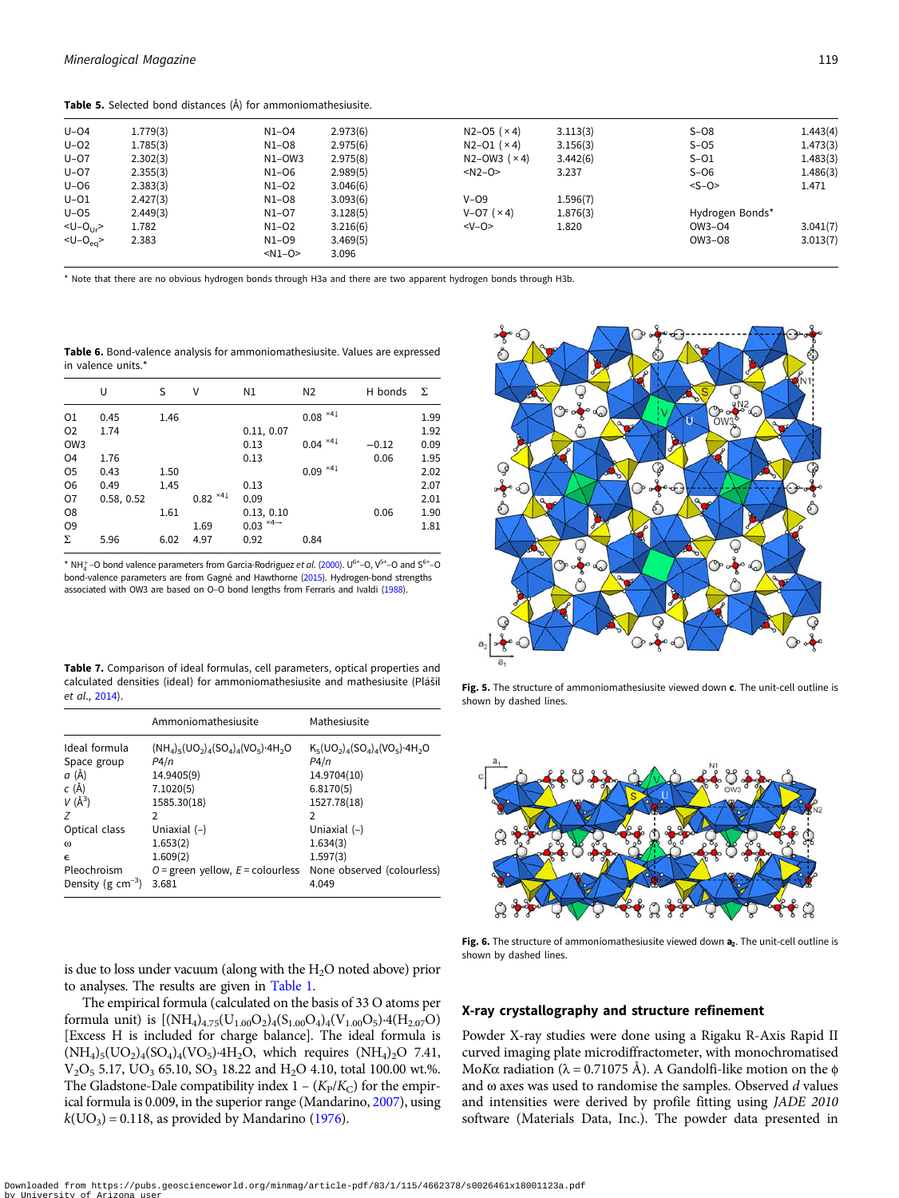**Table 5.** Selected bond distances (Å) for ammoniomathesiusite.

| | | | | | | | |
|---|---|---|---|---|---|---|---|
| U–O4 | 1.779(3) | N1–O4 | 2.973(6) | N2–O5 (×4) | 3.113(3) | S–O8 | 1.443(4) |
| U–O2 | 1.785(3) | N1–O8 | 2.975(6) | N2–O1 (×4) | 3.156(3) | S–O5 | 1.473(3) |
| U–O7 | 2.302(3) | N1–OW3 | 2.975(8) | N2–OW3 (×4) | 3.442(6) | S–O1 | 1.483(3) |
| U–O7 | 2.355(3) | N1–O6 | 2.989(5) | <N2–O> | 3.237 | S–O6 | 1.486(3) |
| U–O6 | 2.383(3) | N1–O2 | 3.046(6) | | | <S–O> | 1.471 |
| U–O1 | 2.427(3) | N1–O8 | 3.093(6) | V–O9 | 1.596(7) | | |
| U–O5 | 2.449(3) | N1–O7 | 3.128(5) | V–O7 (×4) | 1.876(3) | Hydrogen Bonds* | |
| <U–O$_{Ur}$> | 1.782 | N1–O2 | 3.216(6) | <V–O> | 1.820 | OW3–O4 | 3.041(7) |
| <U–O$_{eq}$> | 2.383 | N1–O9 | 3.469(5) | | | OW3–O8 | 3.013(7) |
| | | <N1–O> | 3.096 | | | | |

* Note that there are no obvious hydrogen bonds through H3a and there are two apparent hydrogen bonds through H3b.

**Table 6.** Bond-valence analysis for ammoniomathesiusite. Values are expressed in valence units.*

| | U | S | V | N1 | N2 | H bonds | Σ |
|---|---|---|---|---|---|---|---|
| O1 | 0.45 | 1.46 | | | 0.08 ×4↓ | | 1.99 |
| O2 | 1.74 | | | 0.11, 0.07 | | | 1.92 |
| OW3 | | | | 0.13 | 0.04 ×4↓ | −0.12 | 0.09 |
| O4 | 1.76 | | | 0.13 | | 0.06 | 1.95 |
| O5 | 0.43 | 1.50 | | | 0.09 ×4↓ | | 2.02 |
| O6 | 0.49 | 1.45 | | 0.13 | | | 2.07 |
| O7 | 0.58, 0.52 | | 0.82 ×4↓ | 0.09 | | | 2.01 |
| O8 | | 1.61 | | 0.13, 0.10 | | 0.06 | 1.90 |
| O9 | | | 1.69 | 0.03 ×4→ | | | 1.81 |
| Σ | 5.96 | 6.02 | 4.97 | 0.92 | 0.84 | | |

* $NH_4^+$–O bond valence parameters from Garcia-Rodriguez *et al.* (2000). $U^{6+}$–O, $V^{5+}$–O and $S^{6+}$–O bond-valence parameters are from Gagné and Hawthorne (2015). Hydrogen-bond strengths associated with OW3 are based on O–O bond lengths from Ferraris and Ivaldi (1988).

**Table 7.** Comparison of ideal formulas, cell parameters, optical properties and calculated densities (ideal) for ammoniomathesiusite and mathesiusite (Plášil *et al.*, 2014).

| | Ammoniomathesiusite | Mathesiusite |
|---|---|---|
| Ideal formula | $(NH_4)_5(UO_2)_4(SO_4)_4(VO_5)·4H_2O$ | $K_5(UO_2)_4(SO_4)_4(VO_5)·4H_2O$ |
| Space group | $P4/n$ | $P4/n$ |
| $a$ (Å) | 14.9405(9) | 14.9704(10) |
| $c$ (Å) | 7.1020(5) | 6.8170(5) |
| $V$ (Å$^3$) | 1585.30(18) | 1527.78(18) |
| $Z$ | 2 | 2 |
| Optical class | Uniaxial (–) | Uniaxial (–) |
| ω | 1.653(2) | 1.634(3) |
| ϵ | 1.609(2) | 1.597(3) |
| Pleochroism | $O$ = green yellow, $E$ = colourless | None observed (colourless) |
| Density (g cm$^{-3}$) | 3.681 | 4.049 |

is due to loss under vacuum (along with the $H_2O$ noted above) prior to analyses. The results are given in Table 1.

The empirical formula (calculated on the basis of 33 O atoms per formula unit) is $[(NH_4)_{4.75}(U_{1.00}O_2)_4(S_{1.00}O_4)_4(V_{1.00}O_5)·4(H_{2.07}O)$ [Excess H is included for charge balance]. The ideal formula is $(NH_4)_5(UO_2)_4(SO_4)_4(VO_5)·4H_2O$, which requires $(NH_4)_2O$ 7.41, $V_2O_5$ 5.17, $UO_3$ 65.10, $SO_3$ 18.22 and $H_2O$ 4.10, total 100.00 wt.%. The Gladstone-Dale compatibility index $1 - (K_P/K_C)$ for the empirical formula is 0.009, in the superior range (Mandarino, 2007), using $k(UO_3) = 0.118$, as provided by Mandarino (1976).

Fig. 5. The structure of ammoniomathesiusite viewed down **c**. The unit-cell outline is shown by dashed lines.

Fig. 6. The structure of ammoniomathesiusite viewed down $\mathbf{a_2}$. The unit-cell outline is shown by dashed lines.

## X-ray crystallography and structure refinement

Powder X-ray studies were done using a Rigaku R-Axis Rapid II curved imaging plate microdiffractometer, with monochromatised Mo$K\alpha$ radiation (λ = 0.71075 Å). A Gandolfi-like motion on the ϕ and ω axes was used to randomise the samples. Observed $d$ values and intensities were derived by profile fitting using *JADE 2010* software (Materials Data, Inc.). The powder data presented in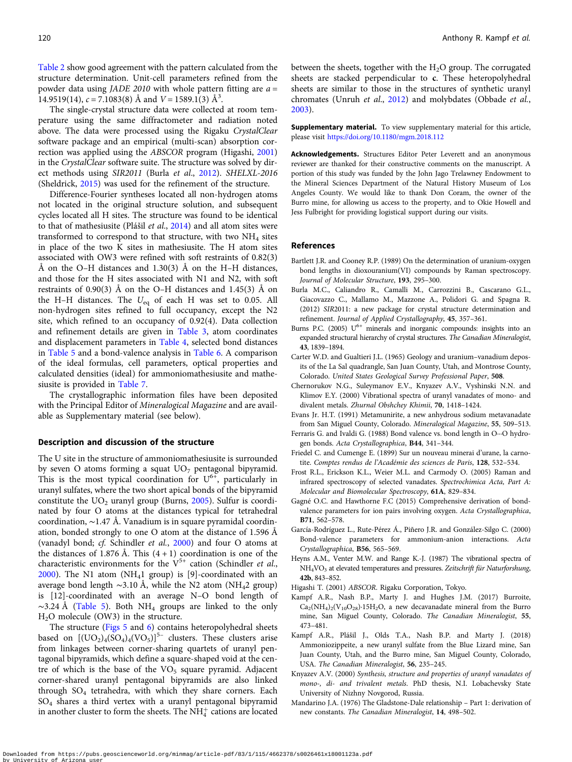Table 2 show good agreement with the pattern calculated from the structure determination. Unit-cell parameters refined from the powder data using *JADE 2010* with whole pattern fitting are $a$ = 14.9519(14), $c$ = 7.1083(8) Å and $V$ = 1589.1(3) Å$^3$.

The single-crystal structure data were collected at room temperature using the same diffractometer and radiation noted above. The data were processed using the Rigaku *CrystalClear* software package and an empirical (multi-scan) absorption correction was applied using the *ABSCOR* program (Higashi, 2001) in the *CrystalClear* software suite. The structure was solved by direct methods using *SIR2011* (Burla *et al.*, 2012). *SHELXL-2016* (Sheldrick, 2015) was used for the refinement of the structure.

Difference-Fourier syntheses located all non-hydrogen atoms not located in the original structure solution, and subsequent cycles located all H sites. The structure was found to be identical to that of mathesiusite (Plášil *et al.*, 2014) and all atom sites were transformed to correspond to that structure, with two $NH_4$ sites in place of the two K sites in mathesiusite. The H atom sites associated with OW3 were refined with soft restraints of 0.82(3) Å on the O–H distances and 1.30(3) Å on the H–H distances, and those for the H sites associated with N1 and N2, with soft restraints of 0.90(3) Å on the O–H distances and 1.45(3) Å on the H–H distances. The $U_{eq}$ of each H was set to 0.05. All non-hydrogen sites refined to full occupancy, except the N2 site, which refined to an occupancy of 0.92(4). Data collection and refinement details are given in Table 3, atom coordinates and displacement parameters in Table 4, selected bond distances in Table 5 and a bond-valence analysis in Table 6. A comparison of the ideal formulas, cell parameters, optical properties and calculated densities (ideal) for ammoniomathesiusite and mathesiusite is provided in Table 7.

The crystallographic information files have been deposited with the Principal Editor of *Mineralogical Magazine* and are available as Supplementary material (see below).

## Description and discussion of the structure

The U site in the structure of ammoniomathesiusite is surrounded by seven O atoms forming a squat $UO_7$ pentagonal bipyramid. This is the most typical coordination for $U^{6+}$, particularly in uranyl sulfates, where the two short apical bonds of the bipyramid constitute the $UO_2$ uranyl group (Burns, 2005). Sulfur is coordinated by four O atoms at the distances typical for tetrahedral coordination, ~1.47 Å. Vanadium is in square pyramidal coordination, bonded strongly to one O atom at the distance of 1.596 Å (vanadyl bond; *cf.* Schindler *et al.*, 2000) and four O atoms at the distances of 1.876 Å. This (4 + 1) coordination is one of the characteristic environments for the $V^{5+}$ cation (Schindler *et al.*, 2000). The N1 atom ($NH_4$1 group) is [9]-coordinated with an average bond length ~3.10 Å, while the N2 atom ($NH_4$2 group) is [12]-coordinated with an average N–O bond length of ~3.24 Å (Table 5). Both $NH_4$ groups are linked to the only $H_2O$ molecule (OW3) in the structure.

The structure (Figs 5 and 6) contains heteropolyhedral sheets based on $[(UO_2)_4(SO_4)_4(VO_5)]^{5-}$ clusters. These clusters arise from linkages between corner-sharing quartets of uranyl pentagonal bipyramids, which define a square-shaped void at the centre of which is the base of the $VO_5$ square pyramid. Adjacent corner-shared uranyl pentagonal bipyramids are also linked through $SO_4$ tetrahedra, with which they share corners. Each $SO_4$ shares a third vertex with a uranyl pentagonal bipyramid in another cluster to form the sheets. The $NH_4^+$ cations are located between the sheets, together with the $H_2O$ group. The corrugated sheets are stacked perpendicular to **c**. These heteropolyhedral sheets are similar to those in the structures of synthetic uranyl chromates (Unruh *et al.*, 2012) and molybdates (Obbade *et al.*, 2003).

**Supplementary material.** To view supplementary material for this article, please visit https://doi.org/10.1180/mgm.2018.112

**Acknowledgements.** Structures Editor Peter Leverett and an anonymous reviewer are thanked for their constructive comments on the manuscript. A portion of this study was funded by the John Jago Trelawney Endowment to the Mineral Sciences Department of the Natural History Museum of Los Angeles County. We would like to thank Don Coram, the owner of the Burro mine, for allowing us access to the property, and to Okie Howell and Jess Fulbright for providing logistical support during our visits.

## References

Bartlett J.R. and Cooney R.P. (1989) On the determination of uranium-oxygen bond lengths in dioxouranium(VI) compounds by Raman spectroscopy. *Journal of Molecular Structure*, **193**, 295–300.

Burla M.C., Caliandro R., Camalli M., Carrozzini B., Cascarano G.L., Giacovazzo C., Mallamo M., Mazzone A., Polidori G. and Spagna R. (2012) *SIR*2011: a new package for crystal structure determination and refinement. *Journal of Applied Crystallography*, **45**, 357–361.

Burns P.C. (2005) $U^{6+}$ minerals and inorganic compounds: insights into an expanded structural hierarchy of crystal structures. *The Canadian Mineralogist*, **43**, 1839–1894.

Carter W.D. and Gualtieri J.L. (1965) Geology and uranium–vanadium deposits of the La Sal quadrangle, San Juan County, Utah, and Montrose County, Colorado. *United States Geological Survey Professional Paper*, **508**.

Chernorukov N.G., Suleymanov E.V., Knyazev A.V., Vyshinski N.N. and Klimov E.Y. (2000) Vibrational spectra of uranyl vanadates of mono- and divalent metals. *Zhurnal Obshchey Khimii*, **70**, 1418–1424.

Evans Jr. H.T. (1991) Metamunirite, a new anhydrous sodium metavanadate from San Miguel County, Colorado. *Mineralogical Magazine*, **55**, 509–513.

Ferraris G. and Ivaldi G. (1988) Bond valence vs. bond length in O···O hydrogen bonds. *Acta Crystallographica*, **B44**, 341–344.

Friedel C. and Cumenge E. (1899) Sur un nouveau minerai d'urane, la carnotite. *Comptes rendus de l'Académie des sciences de Paris*, **128**, 532–534.

Frost R.L., Erickson K.L., Weier M.L. and Carmody O. (2005) Raman and infrared spectroscopy of selected vanadates. *Spectrochimica Acta, Part A: Molecular and Biomolecular Spectroscopy*, **61A**, 829–834.

Gagné O.C. and Hawthorne F.C (2015) Comprehensive derivation of bond-valence parameters for ion pairs involving oxygen. *Acta Crystallographica*, **B71**, 562–578.

García-Rodríguez L., Rute-Pérez Á., Piñero J.R. and González-Silgo C. (2000) Bond-valence parameters for ammonium-anion interactions. *Acta Crystallographica*, **B56**, 565–569.

Heyns A.M., Venter M.W. and Range K.-J. (1987) The vibrational spectra of $NH_4VO_3$ at elevated temperatures and pressures. *Zeitschrift für Naturforshung*, **42b**, 843–852.

Higashi T. (2001) *ABSCOR*. Rigaku Corporation, Tokyo.

Kampf A.R., Nash B.P., Marty J. and Hughes J.M. (2017) Burroite, $Ca_2(NH_4)_2(V_{10}O_{28})·15H_2O$, a new decavanadate mineral from the Burro mine, San Miguel County, Colorado. *The Canadian Mineralogist*, **55**, 473–481.

Kampf A.R., Plášil J., Olds T.A., Nash B.P. and Marty J. (2018) Ammoniozippeite, a new uranyl sulfate from the Blue Lizard mine, San Juan County, Utah, and the Burro mine, San Miguel County, Colorado, USA. *The Canadian Mineralogist*, **56**, 235–245.

Knyazev A.V. (2000) *Synthesis, structure and properties of uranyl vanadates of mono-, di- and trivalent metals*. PhD thesis, N.I. Lobachevsky State University of Nizhny Novgorod, Russia.

Mandarino J.A. (1976) The Gladstone-Dale relationship – Part 1: derivation of new constants. *The Canadian Mineralogist*, **14**, 498–502.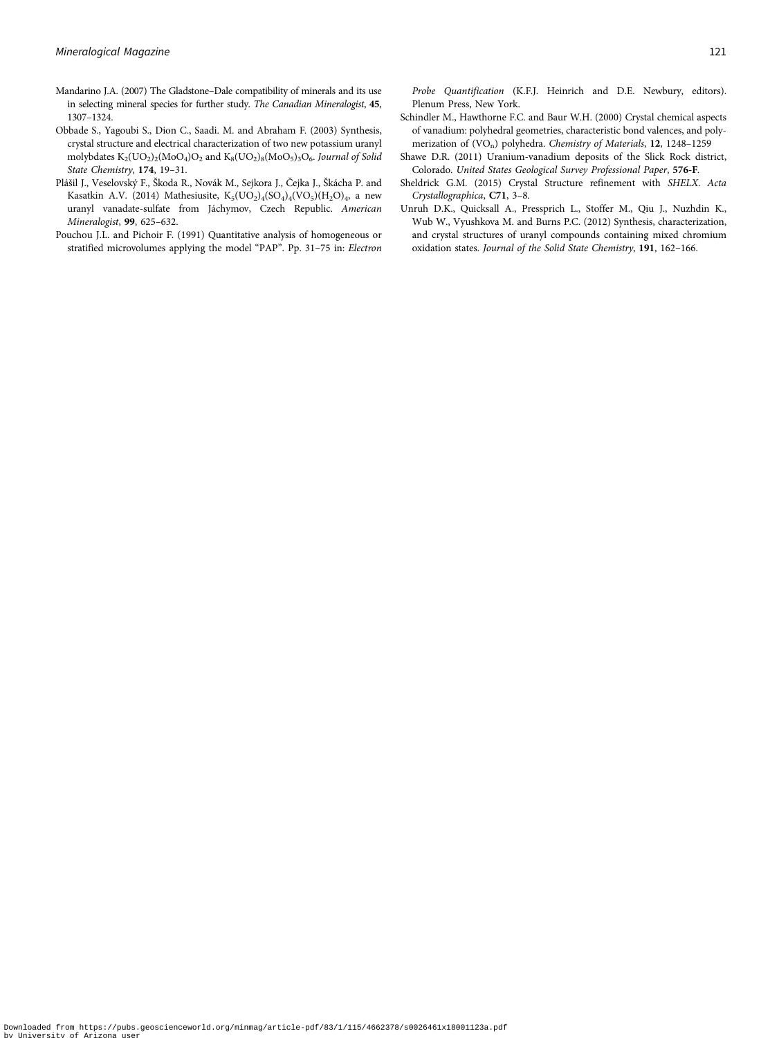Mandarino J.A. (2007) The Gladstone–Dale compatibility of minerals and its use in selecting mineral species for further study. *The Canadian Mineralogist*, **45**, 1307–1324.

Obbade S., Yagoubi S., Dion C., Saadi. M. and Abraham F. (2003) Synthesis, crystal structure and electrical characterization of two new potassium uranyl molybdates $K_2(UO_2)_2(MoO_4)O_2$ and $K_8(UO_2)_8(MoO_5)_3O_6$. *Journal of Solid State Chemistry*, **174**, 19–31.

Plášil J., Veselovský F., Škoda R., Novák M., Sejkora J., Čejka J., Škácha P. and Kasatkin A.V. (2014) Mathesiusite, $K_5(UO_2)_4(SO_4)_4(VO_5)(H_2O)_4$, a new uranyl vanadate-sulfate from Jáchymov, Czech Republic. *American Mineralogist*, **99**, 625–632.

Pouchou J.L. and Pichoir F. (1991) Quantitative analysis of homogeneous or stratified microvolumes applying the model "PAP". Pp. 31–75 in: *Electron Probe Quantification* (K.F.J. Heinrich and D.E. Newbury, editors). Plenum Press, New York.

Schindler M., Hawthorne F.C. and Baur W.H. (2000) Crystal chemical aspects of vanadium: polyhedral geometries, characteristic bond valences, and polymerization of $(VO_n)$ polyhedra. *Chemistry of Materials*, **12**, 1248–1259

Shawe D.R. (2011) Uranium-vanadium deposits of the Slick Rock district, Colorado. *United States Geological Survey Professional Paper*, **576-F**.

Sheldrick G.M. (2015) Crystal Structure refinement with *SHELX*. *Acta Crystallographica*, **C71**, 3–8.

Unruh D.K., Quicksall A., Pressprich L., Stoffer M., Qiu J., Nuzhdin K., Wub W., Vyushkova M. and Burns P.C. (2012) Synthesis, characterization, and crystal structures of uranyl compounds containing mixed chromium oxidation states. *Journal of the Solid State Chemistry*, **191**, 162–166.